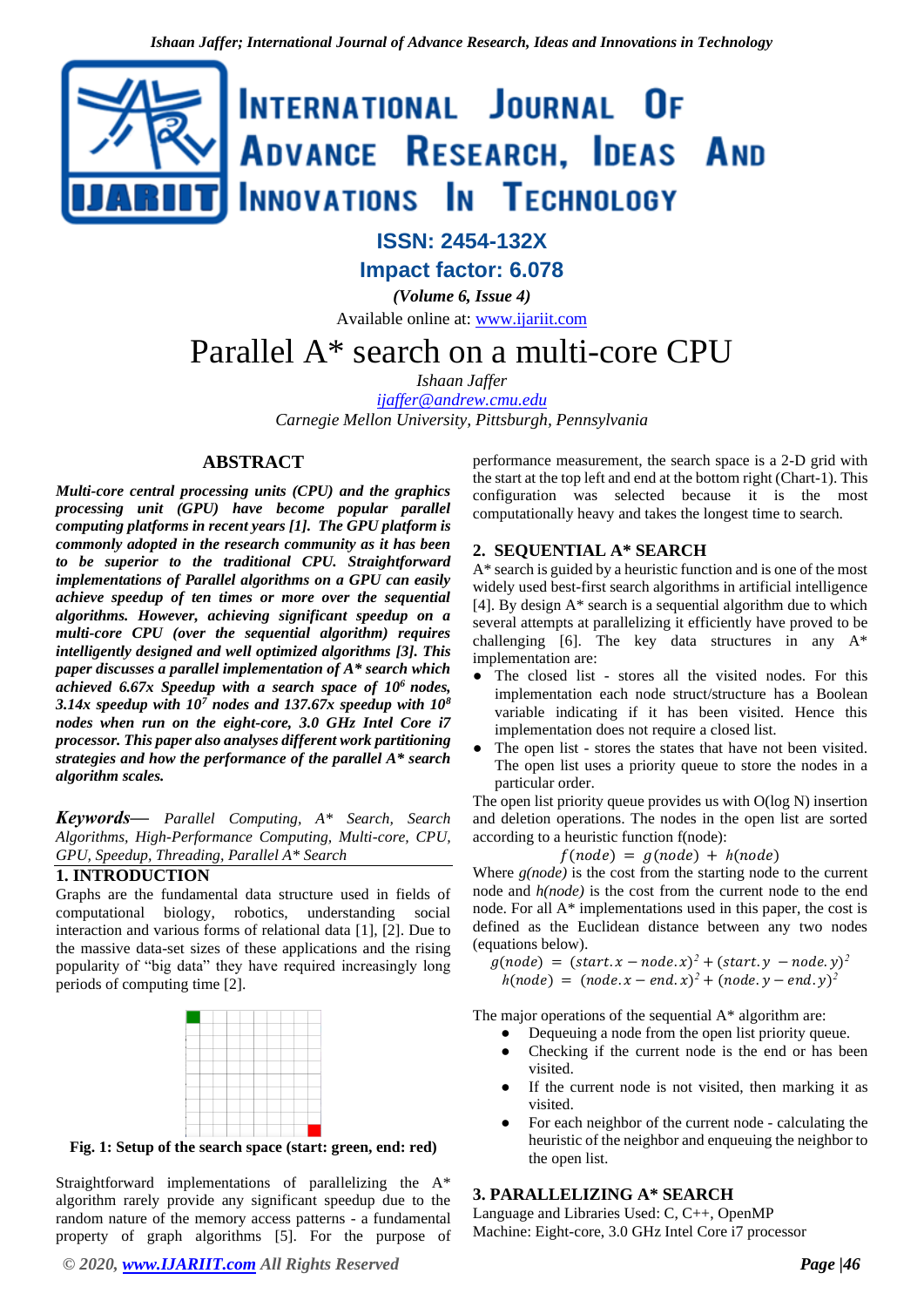# Parallel A* search on a multi-core CPU

*Ishaan Jaffer*
*ijaffer@andrew.cmu.edu*
*Carnegie Mellon University, Pittsburgh, Pennsylvania*

## ABSTRACT

***Multi-core central processing units (CPU) and the graphics processing unit (GPU) have become popular parallel computing platforms in recent years [1]. The GPU platform is commonly adopted in the research community as it has been to be superior to the traditional CPU. Straightforward implementations of Parallel algorithms on a GPU can easily achieve speedup of ten times or more over the sequential algorithms. However, achieving significant speedup on a multi-core CPU (over the sequential algorithm) requires intelligently designed and well optimized algorithms [3]. This paper discusses a parallel implementation of A* search which achieved 6.67x Speedup with a search space of $10^6$ nodes, 3.14x speedup with $10^7$ nodes and 137.67x speedup with $10^8$ nodes when run on the eight-core, 3.0 GHz Intel Core i7 processor. This paper also analyses different work partitioning strategies and how the performance of the parallel A* search algorithm scales.***

***Keywords***— *Parallel Computing, A* Search, Search Algorithms, High-Performance Computing, Multi-core, CPU, GPU, Speedup, Threading, Parallel A* Search*

## 1. INTRODUCTION

Graphs are the fundamental data structure used in fields of computational biology, robotics, understanding social interaction and various forms of relational data [1], [2]. Due to the massive data-set sizes of these applications and the rising popularity of "big data" they have required increasingly long periods of computing time [2].

**Fig. 1: Setup of the search space (start: green, end: red)**

Straightforward implementations of parallelizing the A* algorithm rarely provide any significant speedup due to the random nature of the memory access patterns - a fundamental property of graph algorithms [5]. For the purpose of performance measurement, the search space is a 2-D grid with the start at the top left and end at the bottom right (Chart-1). This configuration was selected because it is the most computationally heavy and takes the longest time to search.

## 2. SEQUENTIAL A* SEARCH

A* search is guided by a heuristic function and is one of the most widely used best-first search algorithms in artificial intelligence [4]. By design A* search is a sequential algorithm due to which several attempts at parallelizing it efficiently have proved to be challenging [6]. The key data structures in any A* implementation are:

- The closed list - stores all the visited nodes. For this implementation each node struct/structure has a Boolean variable indicating if it has been visited. Hence this implementation does not require a closed list.
- The open list - stores the states that have not been visited. The open list uses a priority queue to store the nodes in a particular order.

The open list priority queue provides us with O(log N) insertion and deletion operations. The nodes in the open list are sorted according to a heuristic function f(node):

$$f(node) = g(node) + h(node)$$

Where *g(node)* is the cost from the starting node to the current node and *h(node)* is the cost from the current node to the end node. For all A* implementations used in this paper, the cost is defined as the Euclidean distance between any two nodes (equations below).

$$g(node) = (start.x - node.x)^2 + (start.y - node.y)^2$$
$$h(node) = (node.x - end.x)^2 + (node.y - end.y)^2$$

The major operations of the sequential A* algorithm are:

- Dequeuing a node from the open list priority queue.
- Checking if the current node is the end or has been visited.
- If the current node is not visited, then marking it as visited.
- For each neighbor of the current node - calculating the heuristic of the neighbor and enqueuing the neighbor to the open list.

## 3. PARALLELIZING A* SEARCH

Language and Libraries Used: C, C++, OpenMP
Machine: Eight-core, 3.0 GHz Intel Core i7 processor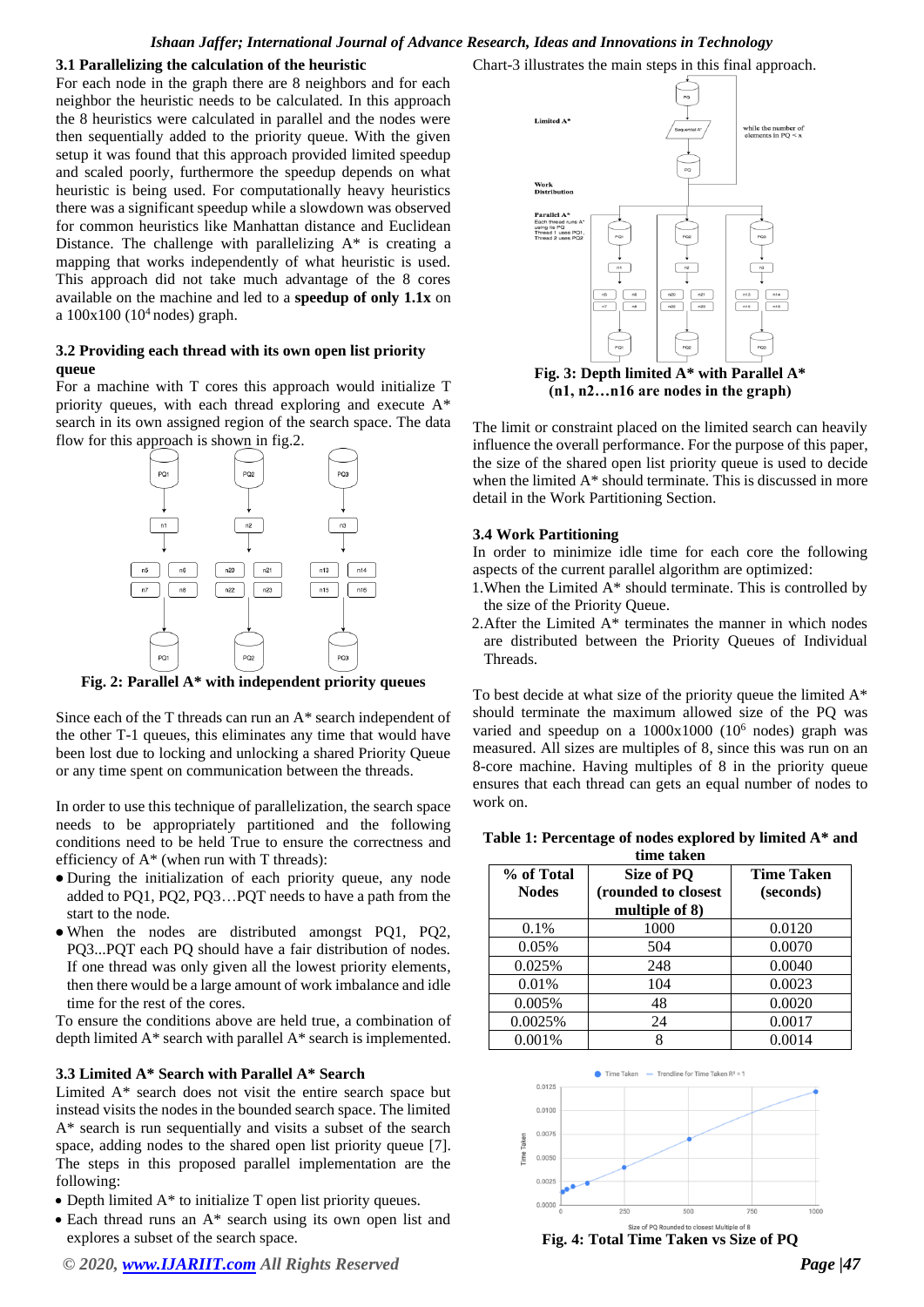### 3.1 Parallelizing the calculation of the heuristic

For each node in the graph there are 8 neighbors and for each neighbor the heuristic needs to be calculated. In this approach the 8 heuristics were calculated in parallel and the nodes were then sequentially added to the priority queue. With the given setup it was found that this approach provided limited speedup and scaled poorly, furthermore the speedup depends on what heuristic is being used. For computationally heavy heuristics there was a significant speedup while a slowdown was observed for common heuristics like Manhattan distance and Euclidean Distance. The challenge with parallelizing A* is creating a mapping that works independently of what heuristic is used. This approach did not take much advantage of the 8 cores available on the machine and led to a **speedup of only 1.1x** on a 100x100 ($10^4$ nodes) graph.

### 3.2 Providing each thread with its own open list priority queue

For a machine with T cores this approach would initialize T priority queues, with each thread exploring and execute A* search in its own assigned region of the search space. The data flow for this approach is shown in fig.2.

**Fig. 2: Parallel A* with independent priority queues**

Since each of the T threads can run an A* search independent of the other T-1 queues, this eliminates any time that would have been lost due to locking and unlocking a shared Priority Queue or any time spent on communication between the threads.

In order to use this technique of parallelization, the search space needs to be appropriately partitioned and the following conditions need to be held True to ensure the correctness and efficiency of A* (when run with T threads):

- During the initialization of each priority queue, any node added to PQ1, PQ2, PQ3…PQT needs to have a path from the start to the node.
- When the nodes are distributed amongst PQ1, PQ2, PQ3...PQT each PQ should have a fair distribution of nodes. If one thread was only given all the lowest priority elements, then there would be a large amount of work imbalance and idle time for the rest of the cores.

To ensure the conditions above are held true, a combination of depth limited A* search with parallel A* search is implemented.

### 3.3 Limited A* Search with Parallel A* Search

Limited A* search does not visit the entire search space but instead visits the nodes in the bounded search space. The limited A* search is run sequentially and visits a subset of the search space, adding nodes to the shared open list priority queue [7]. The steps in this proposed parallel implementation are the following:

- Depth limited A* to initialize T open list priority queues.
- Each thread runs an A* search using its own open list and explores a subset of the search space.

Chart-3 illustrates the main steps in this final approach.

**Fig. 3: Depth limited A* with Parallel A* (n1, n2…n16 are nodes in the graph)**

The limit or constraint placed on the limited search can heavily influence the overall performance. For the purpose of this paper, the size of the shared open list priority queue is used to decide when the limited A* should terminate. This is discussed in more detail in the Work Partitioning Section.

### 3.4 Work Partitioning

In order to minimize idle time for each core the following aspects of the current parallel algorithm are optimized:

1. When the Limited A* should terminate. This is controlled by the size of the Priority Queue.
2. After the Limited A* terminates the manner in which nodes are distributed between the Priority Queues of Individual Threads.

To best decide at what size of the priority queue the limited A* should terminate the maximum allowed size of the PQ was varied and speedup on a 1000x1000 ($10^6$ nodes) graph was measured. All sizes are multiples of 8, since this was run on an 8-core machine. Having multiples of 8 in the priority queue ensures that each thread can gets an equal number of nodes to work on.

**Table 1: Percentage of nodes explored by limited A* and time taken**

| % of Total Nodes | Size of PQ (rounded to closest multiple of 8) | Time Taken (seconds) |
|---|---|---|
| 0.1% | 1000 | 0.0120 |
| 0.05% | 504 | 0.0070 |
| 0.025% | 248 | 0.0040 |
| 0.01% | 104 | 0.0023 |
| 0.005% | 48 | 0.0020 |
| 0.0025% | 24 | 0.0017 |
| 0.001% | 8 | 0.0014 |

**Fig. 4: Total Time Taken vs Size of PQ**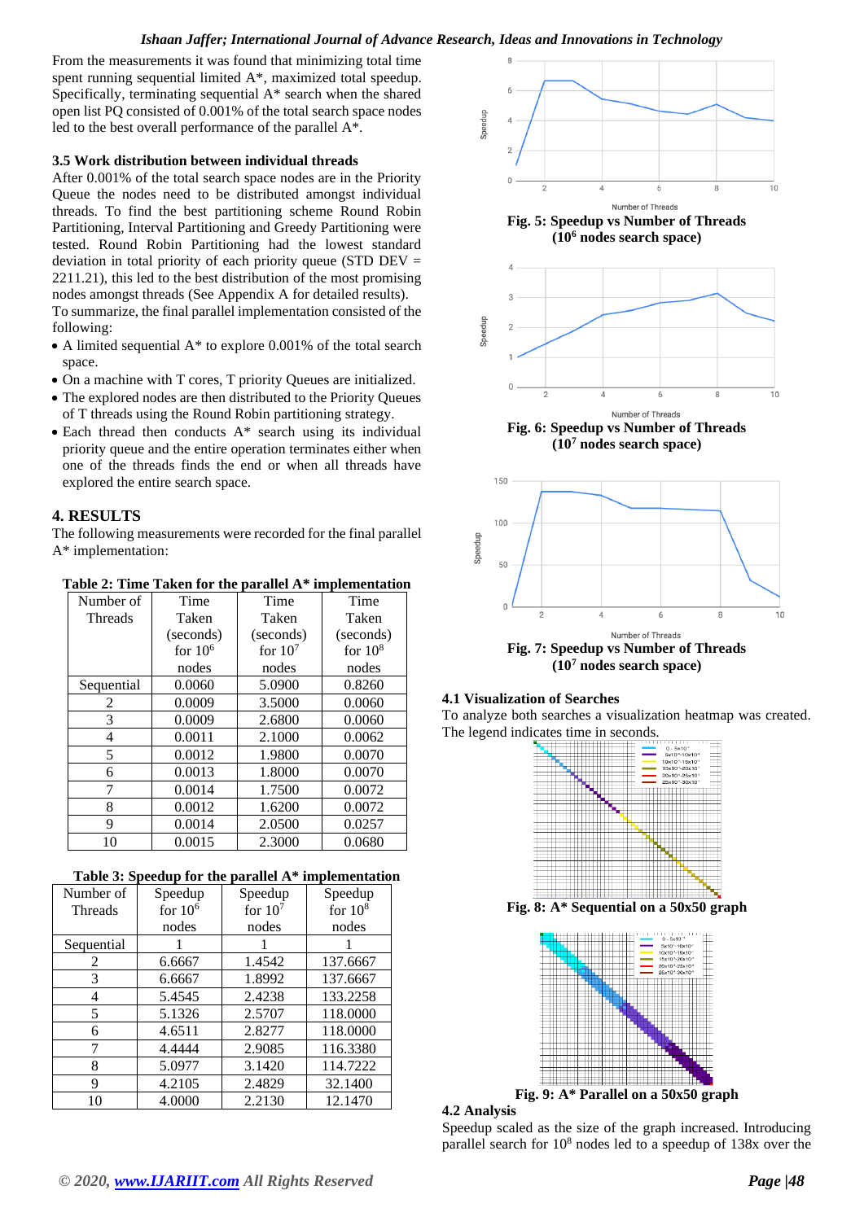From the measurements it was found that minimizing total time spent running sequential limited A*, maximized total speedup. Specifically, terminating sequential A* search when the shared open list PQ consisted of 0.001% of the total search space nodes led to the best overall performance of the parallel A*.

### 3.5 Work distribution between individual threads

After 0.001% of the total search space nodes are in the Priority Queue the nodes need to be distributed amongst individual threads. To find the best partitioning scheme Round Robin Partitioning, Interval Partitioning and Greedy Partitioning were tested. Round Robin Partitioning had the lowest standard deviation in total priority of each priority queue (STD DEV = 2211.21), this led to the best distribution of the most promising nodes amongst threads (See Appendix A for detailed results).
To summarize, the final parallel implementation consisted of the following:

- A limited sequential A* to explore 0.001% of the total search space.
- On a machine with T cores, T priority Queues are initialized.
- The explored nodes are then distributed to the Priority Queues of T threads using the Round Robin partitioning strategy.
- Each thread then conducts A* search using its individual priority queue and the entire operation terminates either when one of the threads finds the end or when all threads have explored the entire search space.

## 4. RESULTS

The following measurements were recorded for the final parallel A* implementation:

**Table 2: Time Taken for the parallel A* implementation**

| Number of Threads | Time Taken (seconds) for $10^6$ nodes | Time Taken (seconds) for $10^7$ nodes | Time Taken (seconds) for $10^8$ nodes |
|---|---|---|---|
| Sequential | 0.0060 | 5.0900 | 0.8260 |
| 2 | 0.0009 | 3.5000 | 0.0060 |
| 3 | 0.0009 | 2.6800 | 0.0060 |
| 4 | 0.0011 | 2.1000 | 0.0062 |
| 5 | 0.0012 | 1.9800 | 0.0070 |
| 6 | 0.0013 | 1.8000 | 0.0070 |
| 7 | 0.0014 | 1.7500 | 0.0072 |
| 8 | 0.0012 | 1.6200 | 0.0072 |
| 9 | 0.0014 | 2.0500 | 0.0257 |
| 10 | 0.0015 | 2.3000 | 0.0680 |

**Table 3: Speedup for the parallel A* implementation**

| Number of Threads | Speedup for $10^6$ nodes | Speedup for $10^7$ nodes | Speedup for $10^8$ nodes |
|---|---|---|---|
| Sequential | 1 | 1 | 1 |
| 2 | 6.6667 | 1.4542 | 137.6667 |
| 3 | 6.6667 | 1.8992 | 137.6667 |
| 4 | 5.4545 | 2.4238 | 133.2258 |
| 5 | 5.1326 | 2.5707 | 118.0000 |
| 6 | 4.6511 | 2.8277 | 118.0000 |
| 7 | 4.4444 | 2.9085 | 116.3380 |
| 8 | 5.0977 | 3.1420 | 114.7222 |
| 9 | 4.2105 | 2.4829 | 32.1400 |
| 10 | 4.0000 | 2.2130 | 12.1470 |

**Fig. 5: Speedup vs Number of Threads ($10^6$ nodes search space)**

**Fig. 6: Speedup vs Number of Threads ($10^7$ nodes search space)**

**Fig. 7: Speedup vs Number of Threads ($10^7$ nodes search space)**

### 4.1 Visualization of Searches

To analyze both searches a visualization heatmap was created. The legend indicates time in seconds.

**Fig. 8: A* Sequential on a 50x50 graph**

**Fig. 9: A* Parallel on a 50x50 graph**

### 4.2 Analysis

Speedup scaled as the size of the graph increased. Introducing parallel search for $10^8$ nodes led to a speedup of 138x over the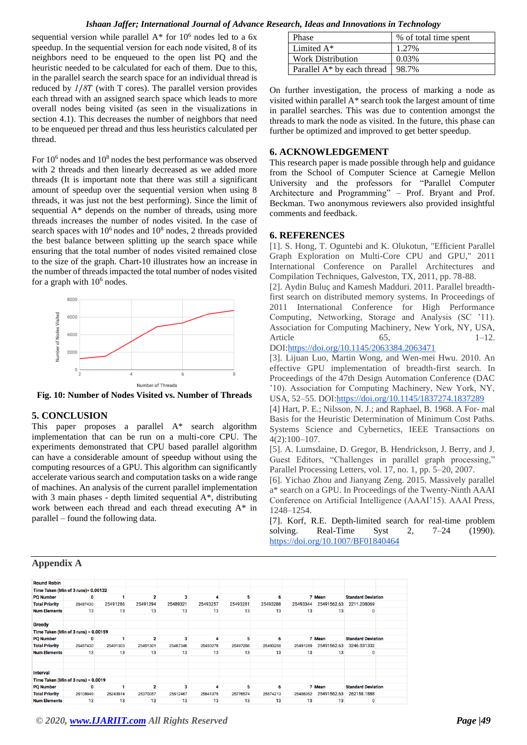sequential version while parallel A* for $10^6$ nodes led to a 6x speedup. In the sequential version for each node visited, 8 of its neighbors need to be enqueued to the open list PQ and the heuristic needed to be calculated for each of them. Due to this, in the parallel search the search space for an individual thread is reduced by $1/8T$ (with T cores). The parallel version provides each thread with an assigned search space which leads to more overall nodes being visited (as seen in the visualizations in section 4.1). This decreases the number of neighbors that need to be enqueued per thread and thus less heuristics calculated per thread.

For $10^6$ nodes and $10^8$ nodes the best performance was observed with 2 threads and then linearly decreased as we added more threads (It is important note that there was still a significant amount of speedup over the sequential version when using 8 threads, it was just not the best performing). Since the limit of sequential A* depends on the number of threads, using more threads increases the number of nodes visited. In the case of search spaces with $10^6$ nodes and $10^8$ nodes, 2 threads provided the best balance between splitting up the search space while ensuring that the total number of nodes visited remained close to the size of the graph. Chart-10 illustrates how an increase in the number of threads impacted the total number of nodes visited for a graph with $10^6$ nodes.

8000
6000
4000
2000
0
Number of Nodes Visited
2
4
6
8
Number of Threads

**Fig. 10: Number of Nodes Visited vs. Number of Threads**

## 5. CONCLUSION

This paper proposes a parallel A* search algorithm implementation that can be run on a multi-core CPU. The experiments demonstrated that CPU based parallel algorithm can have a considerable amount of speedup without using the computing resources of a GPU. This algorithm can significantly accelerate various search and computation tasks on a wide range of machines. An analysis of the current parallel implementation with 3 main phases - depth limited sequential A*, distributing work between each thread and each thread executing A* in parallel – found the following data.

| Phase | % of total time spent |
|---|---|
| Limited A* | 1.27% |
| Work Distribution | 0.03% |
| Parallel A* by each thread | 98.7% |

On further investigation, the process of marking a node as visited within parallel A* search took the largest amount of time in parallel searches. This was due to contention amongst the threads to mark the node as visited. In the future, this phase can further be optimized and improved to get better speedup.

## 6. ACKNOWLEDGEMENT

This research paper is made possible through help and guidance from the School of Computer Science at Carnegie Mellon University and the professors for "Parallel Computer Architecture and Programming" – Prof. Bryant and Prof. Beckman. Two anonymous reviewers also provided insightful comments and feedback.

## 6. REFERENCES

[1]. S. Hong, T. Oguntebi and K. Olukotun, "Efficient Parallel Graph Exploration on Multi-Core CPU and GPU," 2011 International Conference on Parallel Architectures and Compilation Techniques, Galveston, TX, 2011, pp. 78-88.

[2]. Aydin Buluç and Kamesh Madduri. 2011. Parallel breadth-first search on distributed memory systems. In Proceedings of 2011 International Conference for High Performance Computing, Networking, Storage and Analysis (SC '11). Association for Computing Machinery, New York, NY, USA, Article 65, 1–12. DOI:https://doi.org/10.1145/2063384.2063471

[3]. Lijuan Luo, Martin Wong, and Wen-mei Hwu. 2010. An effective GPU implementation of breadth-first search. In Proceedings of the 47th Design Automation Conference (DAC '10). Association for Computing Machinery, New York, NY, USA, 52–55. DOI:https://doi.org/10.1145/1837274.1837289

[4] Hart, P. E.; Nilsson, N. J.; and Raphael, B. 1968. A For- mal Basis for the Heuristic Determination of Minimum Cost Paths. Systems Science and Cybernetics, IEEE Transactions on 4(2):100–107.

[5]. A. Lumsdaine, D. Gregor, B. Hendrickson, J. Berry, and J. Guest Editors, "Challenges in parallel graph processing," Parallel Processing Letters, vol. 17, no. 1, pp. 5–20, 2007.

[6]. Yichao Zhou and Jianyang Zeng. 2015. Massively parallel a* search on a GPU. In Proceedings of the Twenty-Ninth AAAI Conference on Artificial Intelligence (AAAI'15). AAAI Press, 1248–1254.

[7]. Korf, R.E. Depth-limited search for real-time problem solving. Real-Time Syst 2, 7–24 (1990). https://doi.org/10.1007/BF01840464

## Appendix A

| | | | | | | | | | | |
|---|---|---|---|---|---|---|---|---|---|---|
| **Round Robin** | | | | | | | | | | |
| **Time Taken (Min of 3 runs) = 0.00132** | | | | | | | | | | |
| **PQ Number** | 0 | 1 | 2 | 3 | 4 | 5 | 6 | 7 | **Mean** | **Standard Deviation** |
| **Total Priority** | 25487430 | 25491286 | 25491294 | 25489321 | 25493257 | 25493281 | 25493288 | 25493344 | 25491562.63 | 2211.208069 |
| **Num Elements** | 13 | 13 | 13 | 13 | 13 | 13 | 13 | 13 | 13 | 0 |
| | | | | | | | | | | |
| **Greedy** | | | | | | | | | | |
| **Time Taken (Min of 3 runs) = 0.00159** | | | | | | | | | | |
| **PQ Number** | 0 | 1 | 2 | 3 | 4 | 5 | 6 | 7 | **Mean** | **Standard Deviation** |
| **Total Priority** | 25487430 | 25491303 | 25491301 | 25487346 | 25493278 | 25497286 | 25493288 | 25491269 | 25491562.63 | 3246.031332 |
| **Num Elements** | 13 | 13 | 13 | 13 | 13 | 13 | 13 | 13 | 13 | 0 |
| | | | | | | | | | | |
| **Interval** | | | | | | | | | | |
| **Time Taken (Min of 3 runs) = 0.0019** | | | | | | | | | | |
| **PQ Number** | 0 | 1 | 2 | 3 | 4 | 5 | 6 | 7 | **Mean** | **Standard Deviation** |
| **Total Priority** | 25108049 | 25243814 | 25370057 | 25512467 | 25641375 | 25776574 | 25874213 | 25406952 | 25491562.63 | 262158.1888 |
| **Num Elements** | 13 | 13 | 13 | 13 | 13 | 13 | 13 | 13 | 13 | 0 |